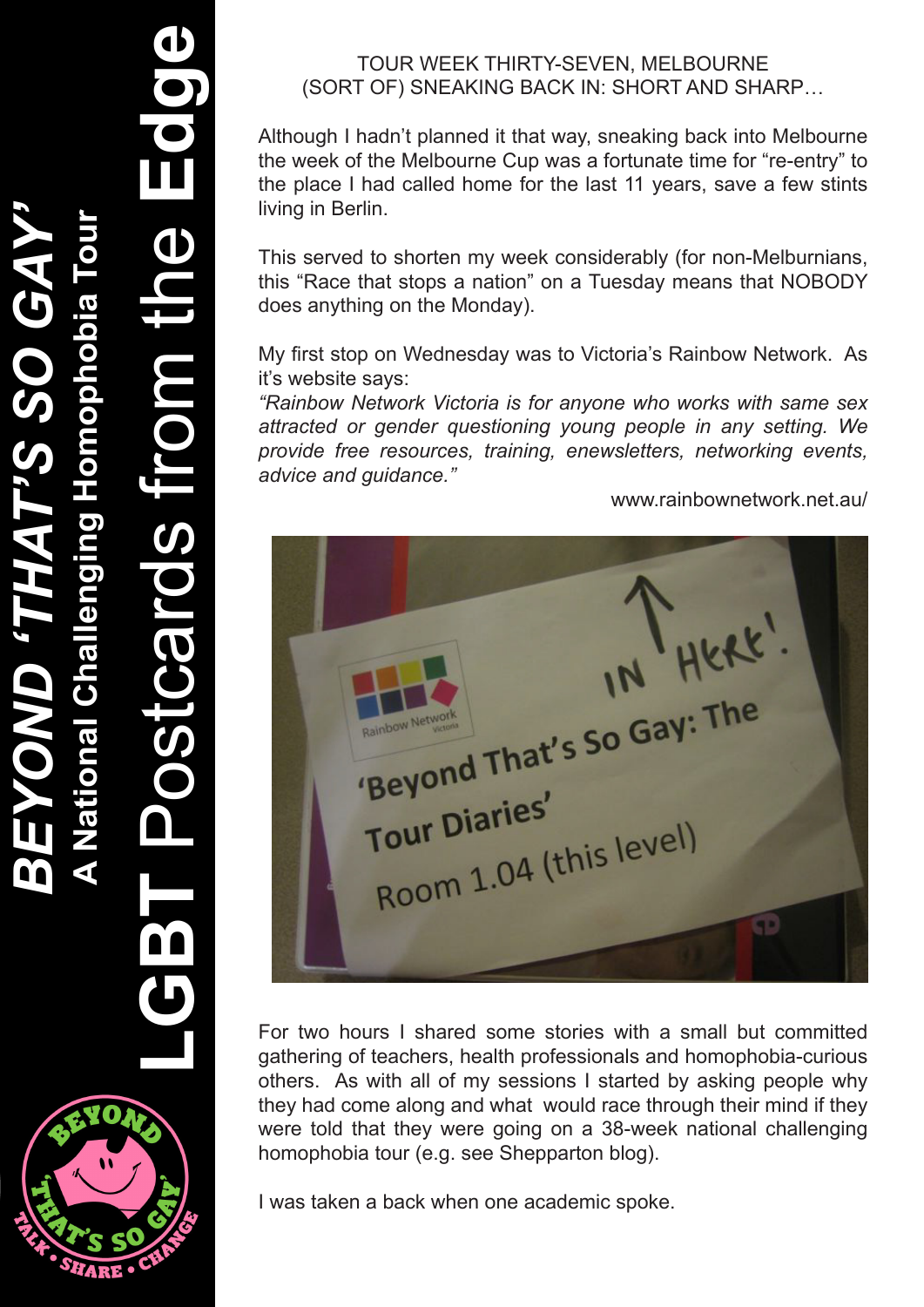TOUR WEEK THIRTY-SEVEN, MELBOURNE
(SORT OF) SNEAKING BACK IN: SHORT AND SHARP…

Although I hadn't planned it that way, sneaking back into Melbourne the week of the Melbourne Cup was a fortunate time for "re-entry" to the place I had called home for the last 11 years, save a few stints living in Berlin.

This served to shorten my week considerably (for non-Melburnians, this "Race that stops a nation" on a Tuesday means that NOBODY does anything on the Monday).

My first stop on Wednesday was to Victoria's Rainbow Network. As it's website says:

*"Rainbow Network Victoria is for anyone who works with same sex attracted or gender questioning young people in any setting. We provide free resources, training, enewsletters, networking events, advice and guidance."*

www.rainbownetwork.net.au/

For two hours I shared some stories with a small but committed gathering of teachers, health professionals and homophobia-curious others. As with all of my sessions I started by asking people why they had come along and what would race through their mind if they were told that they were going on a 38-week national challenging homophobia tour (e.g. see Shepparton blog).

I was taken a back when one academic spoke.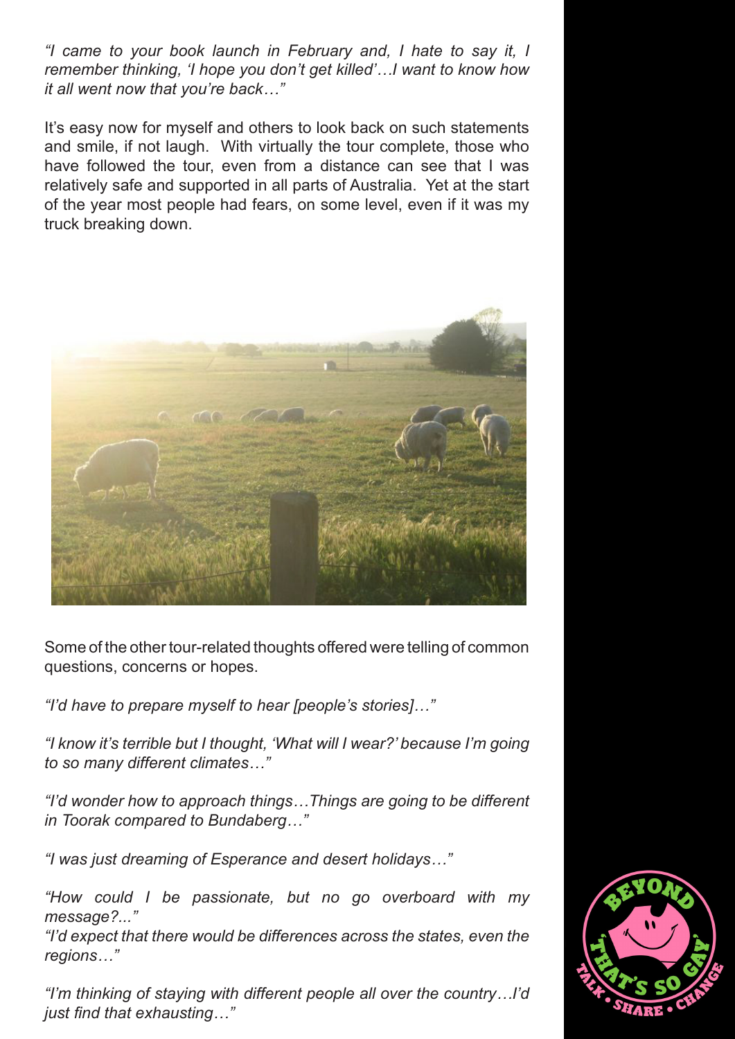*"I came to your book launch in February and, I hate to say it, I remember thinking, 'I hope you don't get killed'…I want to know how it all went now that you're back…"*

It's easy now for myself and others to look back on such statements and smile, if not laugh. With virtually the tour complete, those who have followed the tour, even from a distance can see that I was relatively safe and supported in all parts of Australia. Yet at the start of the year most people had fears, on some level, even if it was my truck breaking down.

Some of the other tour-related thoughts offered were telling of common questions, concerns or hopes.

*"I'd have to prepare myself to hear [people's stories]…"*

*"I know it's terrible but I thought, 'What will I wear?' because I'm going to so many different climates…"*

*"I'd wonder how to approach things…Things are going to be different in Toorak compared to Bundaberg…"*

*"I was just dreaming of Esperance and desert holidays…"*

*"How could I be passionate, but no go overboard with my message?..."*

*"I'd expect that there would be differences across the states, even the regions…"*

*"I'm thinking of staying with different people all over the country…I'd just find that exhausting…"*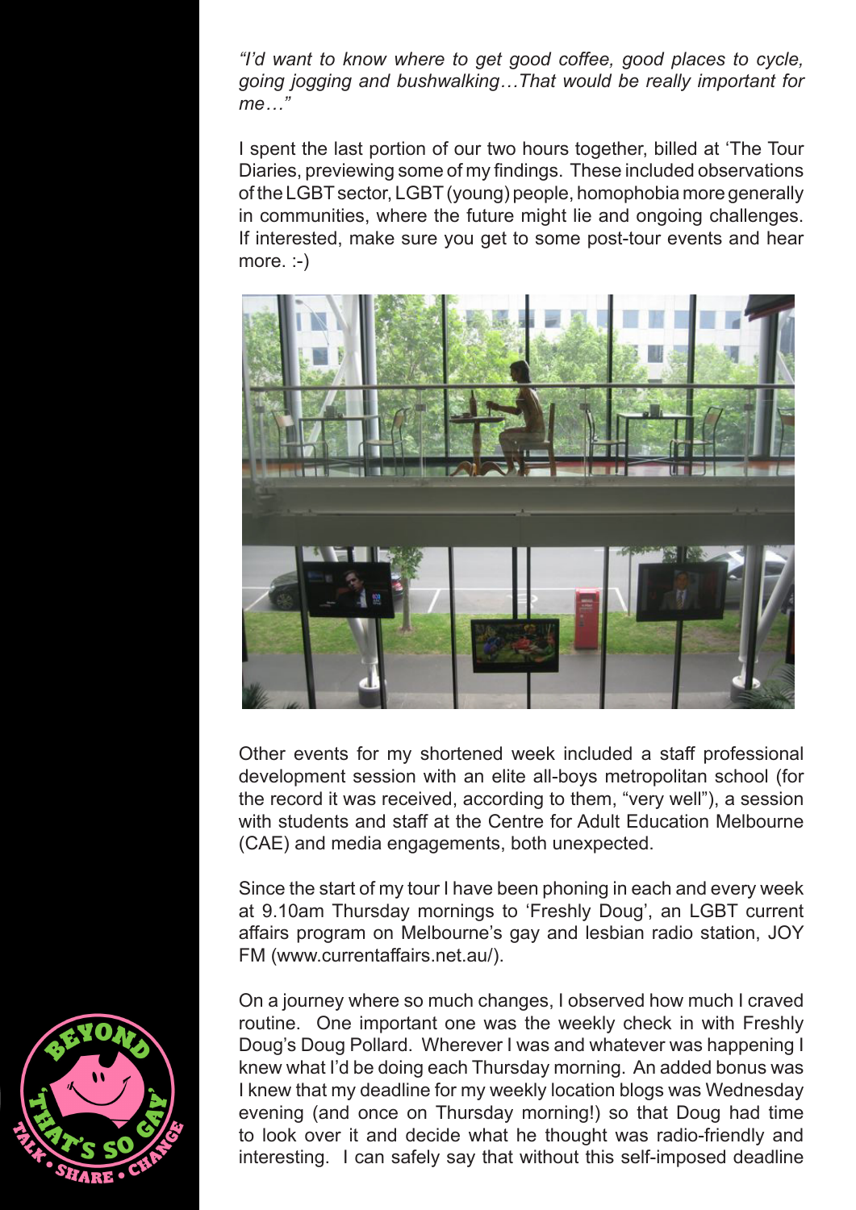*"I'd want to know where to get good coffee, good places to cycle, going jogging and bushwalking…That would be really important for me…"*

I spent the last portion of our two hours together, billed at 'The Tour Diaries, previewing some of my findings. These included observations of the LGBT sector, LGBT (young) people, homophobia more generally in communities, where the future might lie and ongoing challenges. If interested, make sure you get to some post-tour events and hear more. :-)

Other events for my shortened week included a staff professional development session with an elite all-boys metropolitan school (for the record it was received, according to them, "very well"), a session with students and staff at the Centre for Adult Education Melbourne (CAE) and media engagements, both unexpected.

Since the start of my tour I have been phoning in each and every week at 9.10am Thursday mornings to 'Freshly Doug', an LGBT current affairs program on Melbourne's gay and lesbian radio station, JOY FM (www.currentaffairs.net.au/).

On a journey where so much changes, I observed how much I craved routine. One important one was the weekly check in with Freshly Doug's Doug Pollard. Wherever I was and whatever was happening I knew what I'd be doing each Thursday morning. An added bonus was I knew that my deadline for my weekly location blogs was Wednesday evening (and once on Thursday morning!) so that Doug had time to look over it and decide what he thought was radio-friendly and interesting. I can safely say that without this self-imposed deadline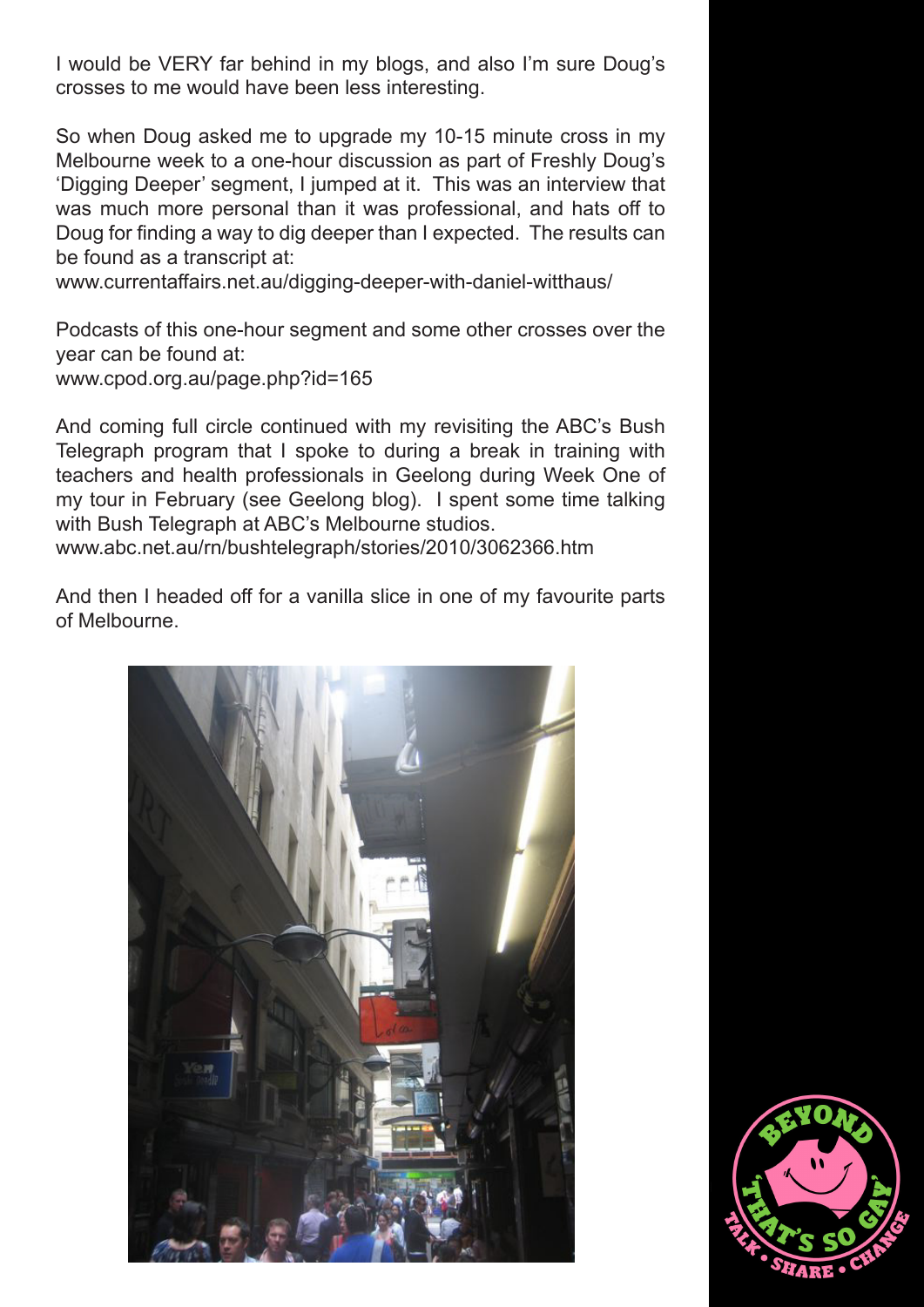I would be VERY far behind in my blogs, and also I'm sure Doug's crosses to me would have been less interesting.

So when Doug asked me to upgrade my 10-15 minute cross in my Melbourne week to a one-hour discussion as part of Freshly Doug's 'Digging Deeper' segment, I jumped at it. This was an interview that was much more personal than it was professional, and hats off to Doug for finding a way to dig deeper than I expected. The results can be found as a transcript at:
www.currentaffairs.net.au/digging-deeper-with-daniel-witthaus/

Podcasts of this one-hour segment and some other crosses over the year can be found at:
www.cpod.org.au/page.php?id=165

And coming full circle continued with my revisiting the ABC's Bush Telegraph program that I spoke to during a break in training with teachers and health professionals in Geelong during Week One of my tour in February (see Geelong blog). I spent some time talking with Bush Telegraph at ABC's Melbourne studios.
www.abc.net.au/rn/bushtelegraph/stories/2010/3062366.htm

And then I headed off for a vanilla slice in one of my favourite parts of Melbourne.